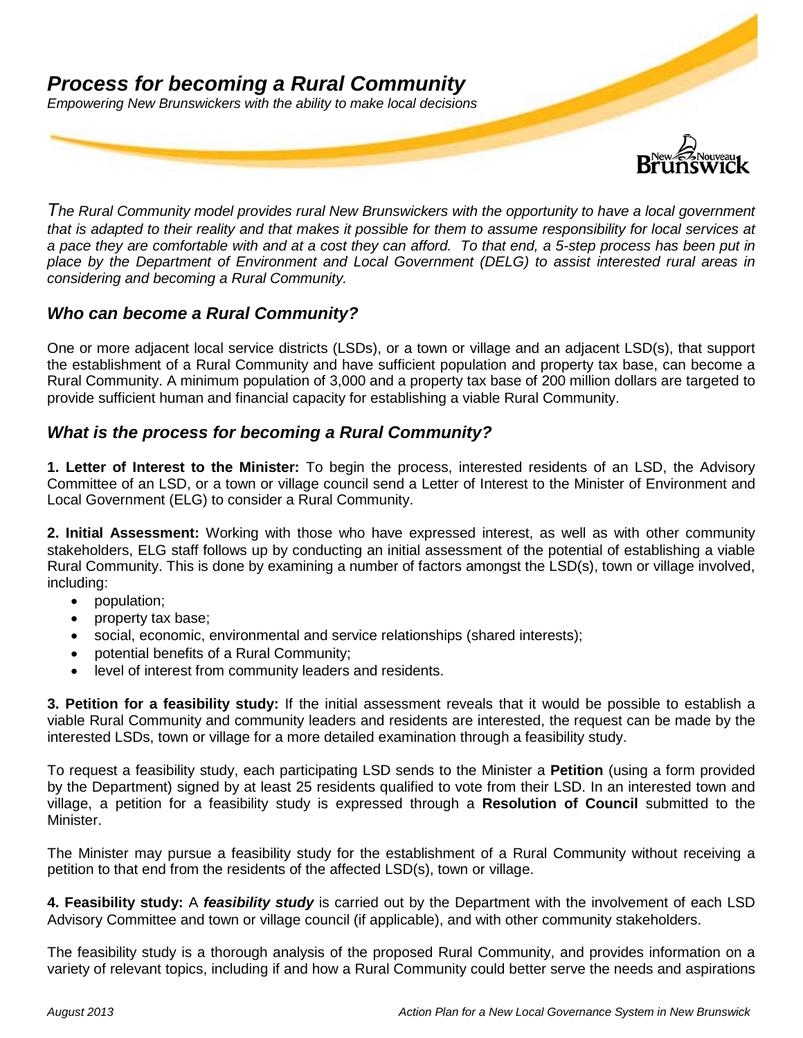# *Process for becoming a Rural Community*

*Empowering New Brunswickers with the ability to make local decisions*

*The Rural Community model provides rural New Brunswickers with the opportunity to have a local government that is adapted to their reality and that makes it possible for them to assume responsibility for local services at a pace they are comfortable with and at a cost they can afford. To that end, a 5-step process has been put in place by the Department of Environment and Local Government (DELG) to assist interested rural areas in considering and becoming a Rural Community.*

## *Who can become a Rural Community?*

One or more adjacent local service districts (LSDs), or a town or village and an adjacent LSD(s), that support the establishment of a Rural Community and have sufficient population and property tax base, can become a Rural Community. A minimum population of 3,000 and a property tax base of 200 million dollars are targeted to provide sufficient human and financial capacity for establishing a viable Rural Community.

## *What is the process for becoming a Rural Community?*

**1. Letter of Interest to the Minister:** To begin the process, interested residents of an LSD, the Advisory Committee of an LSD, or a town or village council send a Letter of Interest to the Minister of Environment and Local Government (ELG) to consider a Rural Community.

**2. Initial Assessment:** Working with those who have expressed interest, as well as with other community stakeholders, ELG staff follows up by conducting an initial assessment of the potential of establishing a viable Rural Community. This is done by examining a number of factors amongst the LSD(s), town or village involved, including:

- population;
- property tax base;
- social, economic, environmental and service relationships (shared interests);
- potential benefits of a Rural Community;
- level of interest from community leaders and residents.

**3. Petition for a feasibility study:** If the initial assessment reveals that it would be possible to establish a viable Rural Community and community leaders and residents are interested, the request can be made by the interested LSDs, town or village for a more detailed examination through a feasibility study.

To request a feasibility study, each participating LSD sends to the Minister a **Petition** (using a form provided by the Department) signed by at least 25 residents qualified to vote from their LSD. In an interested town and village, a petition for a feasibility study is expressed through a **Resolution of Council** submitted to the Minister.

The Minister may pursue a feasibility study for the establishment of a Rural Community without receiving a petition to that end from the residents of the affected LSD(s), town or village.

**4. Feasibility study:** A ***feasibility study*** is carried out by the Department with the involvement of each LSD Advisory Committee and town or village council (if applicable), and with other community stakeholders.

The feasibility study is a thorough analysis of the proposed Rural Community, and provides information on a variety of relevant topics, including if and how a Rural Community could better serve the needs and aspirations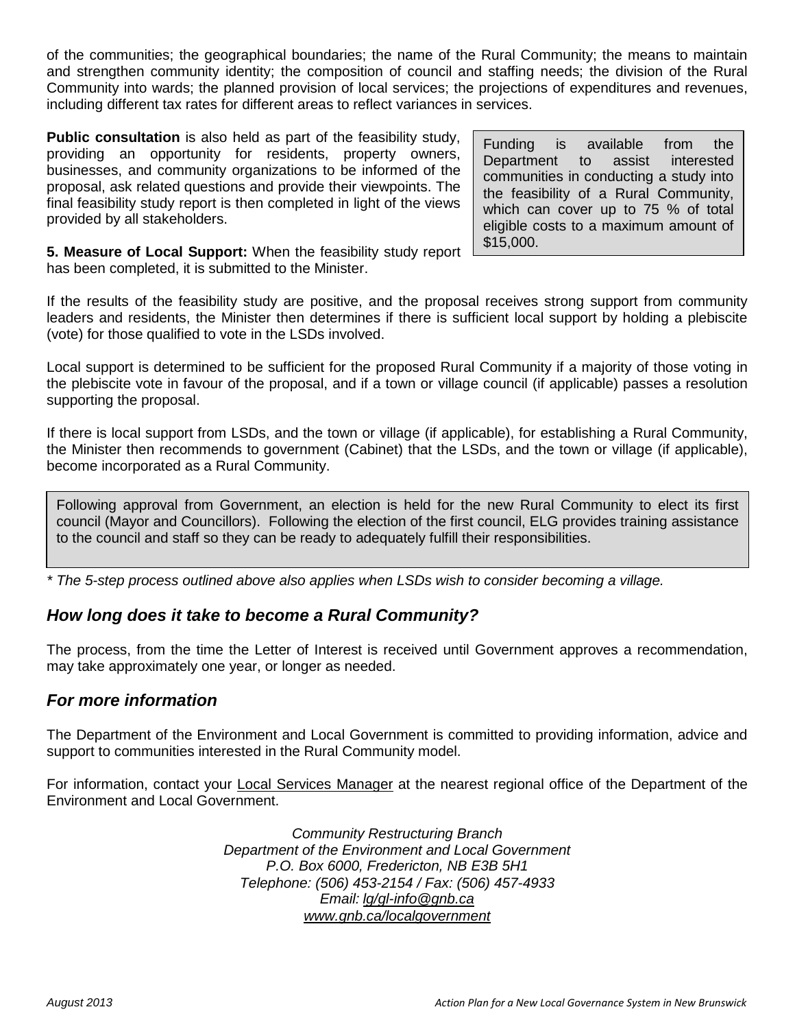of the communities; the geographical boundaries; the name of the Rural Community; the means to maintain and strengthen community identity; the composition of council and staffing needs; the division of the Rural Community into wards; the planned provision of local services; the projections of expenditures and revenues, including different tax rates for different areas to reflect variances in services.

**Public consultation** is also held as part of the feasibility study, providing an opportunity for residents, property owners, businesses, and community organizations to be informed of the proposal, ask related questions and provide their viewpoints. The final feasibility study report is then completed in light of the views provided by all stakeholders.

> Funding is available from the Department to assist interested communities in conducting a study into the feasibility of a Rural Community, which can cover up to 75 % of total eligible costs to a maximum amount of $15,000.

**5. Measure of Local Support:** When the feasibility study report has been completed, it is submitted to the Minister.

If the results of the feasibility study are positive, and the proposal receives strong support from community leaders and residents, the Minister then determines if there is sufficient local support by holding a plebiscite (vote) for those qualified to vote in the LSDs involved.

Local support is determined to be sufficient for the proposed Rural Community if a majority of those voting in the plebiscite vote in favour of the proposal, and if a town or village council (if applicable) passes a resolution supporting the proposal.

If there is local support from LSDs, and the town or village (if applicable), for establishing a Rural Community, the Minister then recommends to government (Cabinet) that the LSDs, and the town or village (if applicable), become incorporated as a Rural Community.

> Following approval from Government, an election is held for the new Rural Community to elect its first council (Mayor and Councillors). Following the election of the first council, ELG provides training assistance to the council and staff so they can be ready to adequately fulfill their responsibilities.

*\* The 5-step process outlined above also applies when LSDs wish to consider becoming a village.*

## *How long does it take to become a Rural Community?*

The process, from the time the Letter of Interest is received until Government approves a recommendation, may take approximately one year, or longer as needed.

## *For more information*

The Department of the Environment and Local Government is committed to providing information, advice and support to communities interested in the Rural Community model.

For information, contact your Local Services Manager at the nearest regional office of the Department of the Environment and Local Government.

*Community Restructuring Branch*
*Department of the Environment and Local Government*
*P.O. Box 6000, Fredericton, NB E3B 5H1*
*Telephone: (506) 453-2154 / Fax: (506) 457-4933*
*Email: lg/gl-info@gnb.ca*
*www.gnb.ca/localgovernment*